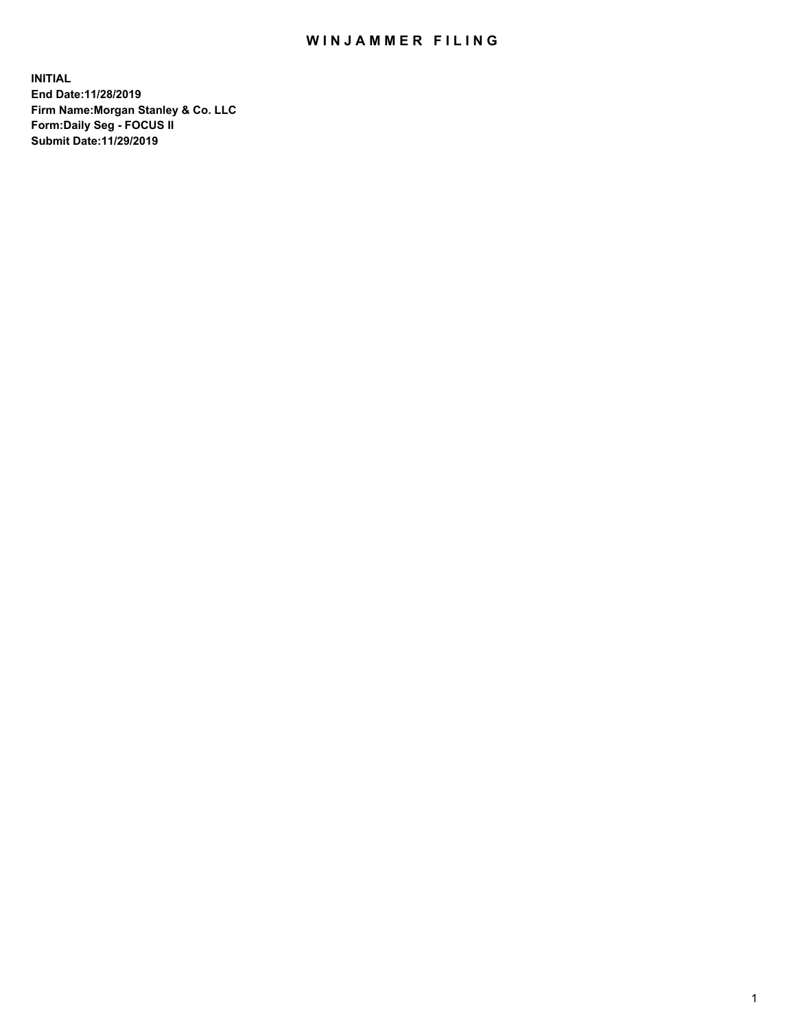# WINJAMMER FILING

**INITIAL**
**End Date:11/28/2019**
**Firm Name:Morgan Stanley & Co. LLC**
**Form:Daily Seg - FOCUS II**
**Submit Date:11/29/2019**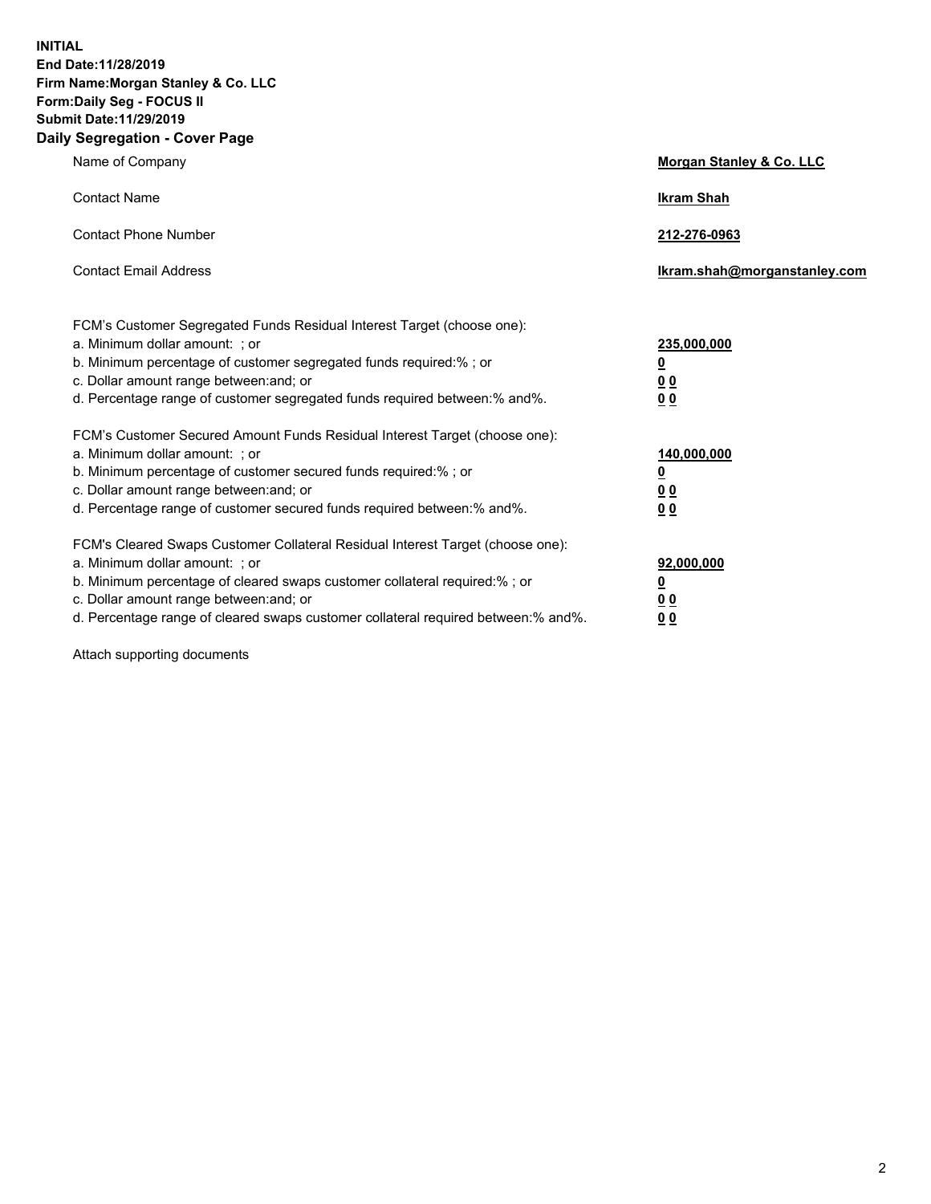**INITIAL**
**End Date:11/28/2019**
**Firm Name:Morgan Stanley & Co. LLC**
**Form:Daily Seg - FOCUS II**
**Submit Date:11/29/2019**
**Daily Segregation - Cover Page**

| | |
|---|---|
| Name of Company | **Morgan Stanley & Co. LLC** |
| Contact Name | **Ikram Shah** |
| Contact Phone Number | **212-276-0963** |
| Contact Email Address | **Ikram.shah@morganstanley.com** |

| | |
|---|---|
| FCM's Customer Segregated Funds Residual Interest Target (choose one): | |
| a. Minimum dollar amount: ; or | **235,000,000** |
| b. Minimum percentage of customer segregated funds required:% ; or | **0** |
| c. Dollar amount range between:and; or | **0 0** |
| d. Percentage range of customer segregated funds required between:% and%. | **0 0** |
| FCM's Customer Secured Amount Funds Residual Interest Target (choose one): | |
| a. Minimum dollar amount: ; or | **140,000,000** |
| b. Minimum percentage of customer secured funds required:% ; or | **0** |
| c. Dollar amount range between:and; or | **0 0** |
| d. Percentage range of customer secured funds required between:% and%. | **0 0** |
| FCM's Cleared Swaps Customer Collateral Residual Interest Target (choose one): | |
| a. Minimum dollar amount: ; or | **92,000,000** |
| b. Minimum percentage of cleared swaps customer collateral required:% ; or | **0** |
| c. Dollar amount range between:and; or | **0 0** |
| d. Percentage range of cleared swaps customer collateral required between:% and%. | **0 0** |

Attach supporting documents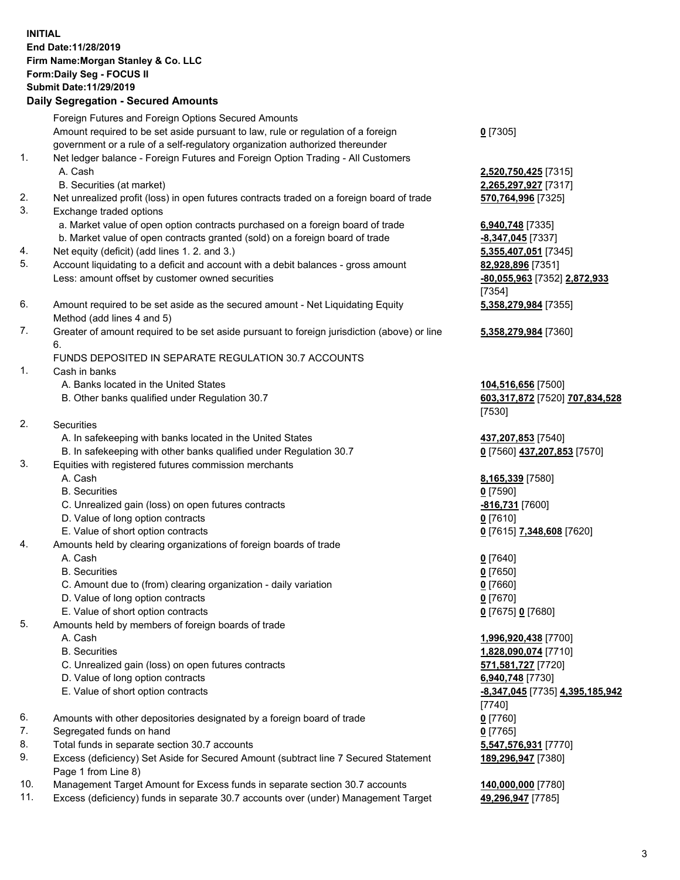**INITIAL**
**End Date:11/28/2019**
**Firm Name:Morgan Stanley & Co. LLC**
**Form:Daily Seg - FOCUS II**
**Submit Date:11/29/2019**

## Daily Segregation - Secured Amounts

| | | |
|---|---|---|
| | Foreign Futures and Foreign Options Secured Amounts | |
| | Amount required to be set aside pursuant to law, rule or regulation of a foreign government or a rule of a self-regulatory organization authorized thereunder | **0** [7305] |
| 1. | Net ledger balance - Foreign Futures and Foreign Option Trading - All Customers | |
| | A. Cash | **2,520,750,425** [7315] |
| | B. Securities (at market) | **2,265,297,927** [7317] |
| 2. | Net unrealized profit (loss) in open futures contracts traded on a foreign board of trade | **570,764,996** [7325] |
| 3. | Exchange traded options | |
| | a. Market value of open option contracts purchased on a foreign board of trade | **6,940,748** [7335] |
| | b. Market value of open contracts granted (sold) on a foreign board of trade | **-8,347,045** [7337] |
| 4. | Net equity (deficit) (add lines 1. 2. and 3.) | **5,355,407,051** [7345] |
| 5. | Account liquidating to a deficit and account with a debit balances - gross amount | **82,928,896** [7351] |
| | Less: amount offset by customer owned securities | **-80,055,963** [7352] **2,872,933** [7354] |
| 6. | Amount required to be set aside as the secured amount - Net Liquidating Equity Method (add lines 4 and 5) | **5,358,279,984** [7355] |
| 7. | Greater of amount required to be set aside pursuant to foreign jurisdiction (above) or line 6. | **5,358,279,984** [7360] |
| | FUNDS DEPOSITED IN SEPARATE REGULATION 30.7 ACCOUNTS | |
| 1. | Cash in banks | |
| | A. Banks located in the United States | **104,516,656** [7500] |
| | B. Other banks qualified under Regulation 30.7 | **603,317,872** [7520] **707,834,528** [7530] |
| 2. | Securities | |
| | A. In safekeeping with banks located in the United States | **437,207,853** [7540] |
| | B. In safekeeping with other banks qualified under Regulation 30.7 | **0** [7560] **437,207,853** [7570] |
| 3. | Equities with registered futures commission merchants | |
| | A. Cash | **8,165,339** [7580] |
| | B. Securities | **0** [7590] |
| | C. Unrealized gain (loss) on open futures contracts | **-816,731** [7600] |
| | D. Value of long option contracts | **0** [7610] |
| | E. Value of short option contracts | **0** [7615] **7,348,608** [7620] |
| 4. | Amounts held by clearing organizations of foreign boards of trade | |
| | A. Cash | **0** [7640] |
| | B. Securities | **0** [7650] |
| | C. Amount due to (from) clearing organization - daily variation | **0** [7660] |
| | D. Value of long option contracts | **0** [7670] |
| | E. Value of short option contracts | **0** [7675] **0** [7680] |
| 5. | Amounts held by members of foreign boards of trade | |
| | A. Cash | **1,996,920,438** [7700] |
| | B. Securities | **1,828,090,074** [7710] |
| | C. Unrealized gain (loss) on open futures contracts | **571,581,727** [7720] |
| | D. Value of long option contracts | **6,940,748** [7730] |
| | E. Value of short option contracts | **-8,347,045** [7735] **4,395,185,942** [7740] |
| 6. | Amounts with other depositories designated by a foreign board of trade | **0** [7760] |
| 7. | Segregated funds on hand | **0** [7765] |
| 8. | Total funds in separate section 30.7 accounts | **5,547,576,931** [7770] |
| 9. | Excess (deficiency) Set Aside for Secured Amount (subtract line 7 Secured Statement Page 1 from Line 8) | **189,296,947** [7380] |
| 10. | Management Target Amount for Excess funds in separate section 30.7 accounts | **140,000,000** [7780] |
| 11. | Excess (deficiency) funds in separate 30.7 accounts over (under) Management Target | **49,296,947** [7785] |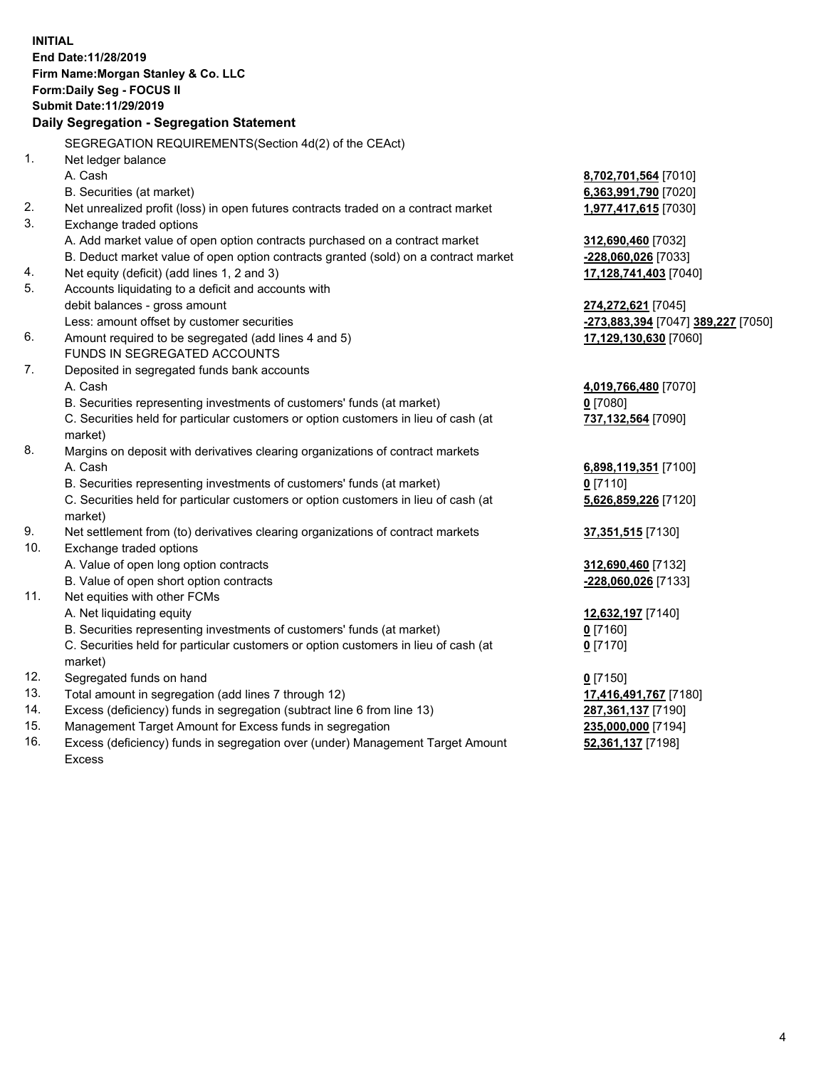**INITIAL**
**End Date:11/28/2019**
**Firm Name:Morgan Stanley & Co. LLC**
**Form:Daily Seg - FOCUS II**
**Submit Date:11/29/2019**

**Daily Segregation - Segregation Statement**

SEGREGATION REQUIREMENTS(Section 4d(2) of the CEAct)

| | | |
|---|---|---|
| 1. | Net ledger balance | |
| | A. Cash | **8,702,701,564** [7010] |
| | B. Securities (at market) | **6,363,991,790** [7020] |
| 2. | Net unrealized profit (loss) in open futures contracts traded on a contract market | **1,977,417,615** [7030] |
| 3. | Exchange traded options | |
| | A. Add market value of open option contracts purchased on a contract market | **312,690,460** [7032] |
| | B. Deduct market value of open option contracts granted (sold) on a contract market | **-228,060,026** [7033] |
| 4. | Net equity (deficit) (add lines 1, 2 and 3) | **17,128,741,403** [7040] |
| 5. | Accounts liquidating to a deficit and accounts with debit balances - gross amount | **274,272,621** [7045] |
| | Less: amount offset by customer securities | **-273,883,394** [7047] **389,227** [7050] |
| 6. | Amount required to be segregated (add lines 4 and 5) | **17,129,130,630** [7060] |
| | FUNDS IN SEGREGATED ACCOUNTS | |
| 7. | Deposited in segregated funds bank accounts | |
| | A. Cash | **4,019,766,480** [7070] |
| | B. Securities representing investments of customers' funds (at market) | **0** [7080] |
| | C. Securities held for particular customers or option customers in lieu of cash (at market) | **737,132,564** [7090] |
| 8. | Margins on deposit with derivatives clearing organizations of contract markets | |
| | A. Cash | **6,898,119,351** [7100] |
| | B. Securities representing investments of customers' funds (at market) | **0** [7110] |
| | C. Securities held for particular customers or option customers in lieu of cash (at market) | **5,626,859,226** [7120] |
| 9. | Net settlement from (to) derivatives clearing organizations of contract markets | **37,351,515** [7130] |
| 10. | Exchange traded options | |
| | A. Value of open long option contracts | **312,690,460** [7132] |
| | B. Value of open short option contracts | **-228,060,026** [7133] |
| 11. | Net equities with other FCMs | |
| | A. Net liquidating equity | **12,632,197** [7140] |
| | B. Securities representing investments of customers' funds (at market) | **0** [7160] |
| | C. Securities held for particular customers or option customers in lieu of cash (at market) | **0** [7170] |
| 12. | Segregated funds on hand | **0** [7150] |
| 13. | Total amount in segregation (add lines 7 through 12) | **17,416,491,767** [7180] |
| 14. | Excess (deficiency) funds in segregation (subtract line 6 from line 13) | **287,361,137** [7190] |
| 15. | Management Target Amount for Excess funds in segregation | **235,000,000** [7194] |
| 16. | Excess (deficiency) funds in segregation over (under) Management Target Amount Excess | **52,361,137** [7198] |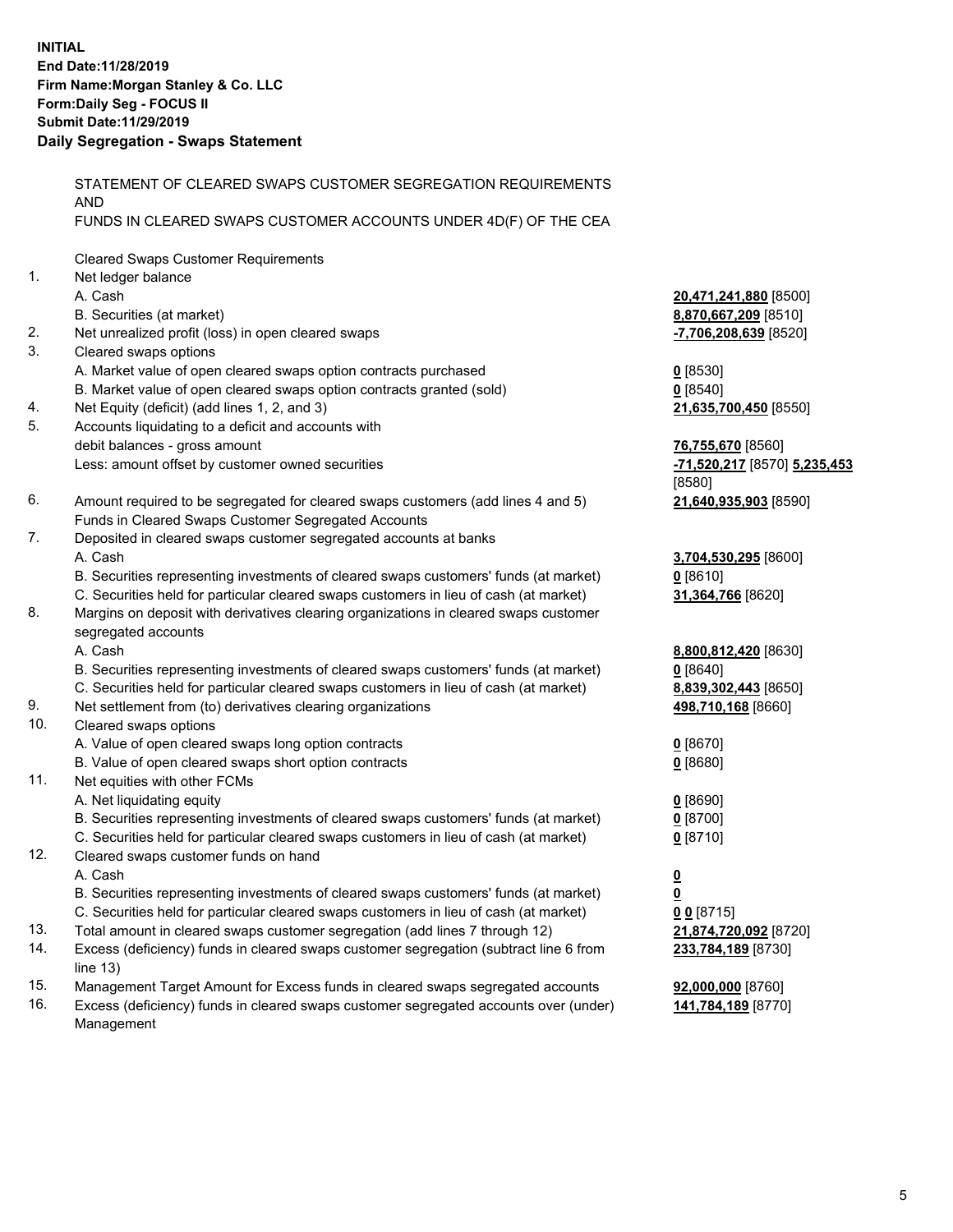**INITIAL**
**End Date:11/28/2019**
**Firm Name:Morgan Stanley & Co. LLC**
**Form:Daily Seg - FOCUS II**
**Submit Date:11/29/2019**
**Daily Segregation - Swaps Statement**

STATEMENT OF CLEARED SWAPS CUSTOMER SEGREGATION REQUIREMENTS AND FUNDS IN CLEARED SWAPS CUSTOMER ACCOUNTS UNDER 4D(F) OF THE CEA

| | | |
|---|---|---|
| | Cleared Swaps Customer Requirements | |
| 1. | Net ledger balance | |
| | A. Cash | **20,471,241,880** [8500] |
| | B. Securities (at market) | **8,870,667,209** [8510] |
| 2. | Net unrealized profit (loss) in open cleared swaps | **-7,706,208,639** [8520] |
| 3. | Cleared swaps options | |
| | A. Market value of open cleared swaps option contracts purchased | **0** [8530] |
| | B. Market value of open cleared swaps option contracts granted (sold) | **0** [8540] |
| 4. | Net Equity (deficit) (add lines 1, 2, and 3) | **21,635,700,450** [8550] |
| 5. | Accounts liquidating to a deficit and accounts with debit balances - gross amount | **76,755,670** [8560] |
| | Less: amount offset by customer owned securities | **-71,520,217** [8570] **5,235,453** [8580] |
| 6. | Amount required to be segregated for cleared swaps customers (add lines 4 and 5) | **21,640,935,903** [8590] |
| | Funds in Cleared Swaps Customer Segregated Accounts | |
| 7. | Deposited in cleared swaps customer segregated accounts at banks | |
| | A. Cash | **3,704,530,295** [8600] |
| | B. Securities representing investments of cleared swaps customers' funds (at market) | **0** [8610] |
| | C. Securities held for particular cleared swaps customers in lieu of cash (at market) | **31,364,766** [8620] |
| 8. | Margins on deposit with derivatives clearing organizations in cleared swaps customer segregated accounts | |
| | A. Cash | **8,800,812,420** [8630] |
| | B. Securities representing investments of cleared swaps customers' funds (at market) | **0** [8640] |
| | C. Securities held for particular cleared swaps customers in lieu of cash (at market) | **8,839,302,443** [8650] |
| 9. | Net settlement from (to) derivatives clearing organizations | **498,710,168** [8660] |
| 10. | Cleared swaps options | |
| | A. Value of open cleared swaps long option contracts | **0** [8670] |
| | B. Value of open cleared swaps short option contracts | **0** [8680] |
| 11. | Net equities with other FCMs | |
| | A. Net liquidating equity | **0** [8690] |
| | B. Securities representing investments of cleared swaps customers' funds (at market) | **0** [8700] |
| | C. Securities held for particular cleared swaps customers in lieu of cash (at market) | **0** [8710] |
| 12. | Cleared swaps customer funds on hand | |
| | A. Cash | **0** |
| | B. Securities representing investments of cleared swaps customers' funds (at market) | **0** |
| | C. Securities held for particular cleared swaps customers in lieu of cash (at market) | **0** **0** [8715] |
| 13. | Total amount in cleared swaps customer segregation (add lines 7 through 12) | **21,874,720,092** [8720] |
| 14. | Excess (deficiency) funds in cleared swaps customer segregation (subtract line 6 from line 13) | **233,784,189** [8730] |
| 15. | Management Target Amount for Excess funds in cleared swaps segregated accounts | **92,000,000** [8760] |
| 16. | Excess (deficiency) funds in cleared swaps customer segregated accounts over (under) Management | **141,784,189** [8770] |